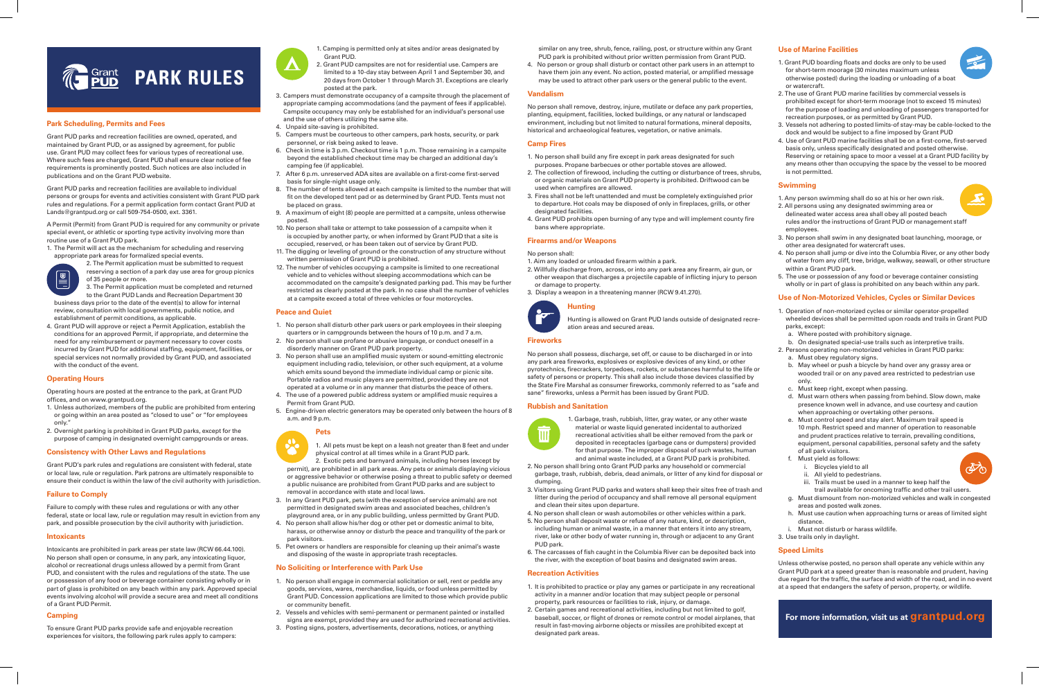# PARK RULES

## Park Scheduling, Permits and Fees

Grant PUD parks and recreation facilities are owned, operated, and maintained by Grant PUD, or as assigned by agreement, for public use. Grant PUD may collect fees for various types of recreational use. Where such fees are charged, Grant PUD shall ensure clear notice of fee requirements is prominently posted. Such notices are also included in publications and on the Grant PUD website.

Grant PUD parks and recreation facilities are available to individual persons or groups for events and activities consistent with Grant PUD park rules and regulations. For a permit application form contact Grant PUD at Lands@grantpud.org or call 509-754-0500, ext. 3361.

A Permit (Permit) from Grant PUD is required for any community or private special event, or athletic or sporting type activity involving more than routine use of a Grant PUD park.

1. The Permit will act as the mechanism for scheduling and reserving appropriate park areas for formalized special events.
2. The Permit application must be submitted to request reserving a section of a park day use area for group picnics of 35 people or more.
3. The Permit application must be completed and returned to the Grant PUD Lands and Recreation Department 30 business days prior to the date of the event(s) to allow for internal review, consultation with local governments, public notice, and establishment of permit conditions, as applicable.
4. Grant PUD will approve or reject a Permit Application, establish the conditions for an approved Permit, if appropriate, and determine the need for any reimbursement or payment necessary to cover costs incurred by Grant PUD for additional staffing, equipment, facilities, or special services not normally provided by Grant PUD, and associated with the conduct of the event.

## Operating Hours

Operating hours are posted at the entrance to the park, at Grant PUD offices, and on www.grantpud.org.

1. Unless authorized, members of the public are prohibited from entering or going within an area posted as "closed to use" or "for employees only."
2. Overnight parking is prohibited in Grant PUD parks, except for the purpose of camping in designated overnight campgrounds or areas.

## Consistency with Other Laws and Regulations

Grant PUD's park rules and regulations are consistent with federal, state or local law, rule or regulation. Park patrons are ultimately responsible to ensure their conduct is within the law of the civil authority with jurisdiction.

## Failure to Comply

Failure to comply with these rules and regulations or with any other federal, state or local law, rule or regulation may result in eviction from any park, and possible prosecution by the civil authority with jurisdiction.

## Intoxicants

Intoxicants are prohibited in park areas per state law (RCW 66.44.100). No person shall open or consume, in any park, any intoxicating liquor, alcohol or recreational drugs unless allowed by a permit from Grant PUD, and consistent with the rules and regulations of the state. The use or possession of any food or beverage container consisting wholly or in part of glass is prohibited on any beach within any park. Approved special events involving alcohol will provide a secure area and meet all conditions of a Grant PUD Permit.

## Camping

To ensure Grant PUD parks provide safe and enjoyable recreation experiences for visitors, the following park rules apply to campers:

1. Camping is permitted only at sites and/or areas designated by Grant PUD.
2. Grant PUD campsites are not for residential use. Campers are limited to a 10-day stay between April 1 and September 30, and 20 days from October 1 through March 31. Exceptions are clearly posted at the park.
3. Campers must demonstrate occupancy of a campsite through the placement of appropriate camping accommodations (and the payment of fees if applicable). Campsite occupancy may only be established for an individual's personal use and the use of others utilizing the same site.
4. Unpaid site-saving is prohibited.
5. Campers must be courteous to other campers, park hosts, security, or park personnel, or risk being asked to leave.
6. Check in time is 3 p.m. Checkout time is 1 p.m. Those remaining in a campsite beyond the established checkout time may be charged an additional day's camping fee (if applicable).
7. After 6 p.m. unreserved ADA sites are available on a first-come first-served basis for single-night usage only.
8. The number of tents allowed at each campsite is limited to the number that will fit on the developed tent pad or as determined by Grant PUD. Tents must not be placed on grass.
9. A maximum of eight (8) people are permitted at a campsite, unless otherwise posted.
10. No person shall take or attempt to take possession of a campsite when it is occupied by another party, or when informed by Grant PUD that a site is occupied, reserved, or has been taken out of service by Grant PUD.
11. The digging or leveling of ground or the construction of any structure without written permission of Grant PUD is prohibited.
12. The number of vehicles occupying a campsite is limited to one recreational vehicle and to vehicles without sleeping accommodations which can be accommodated on the campsite's designated parking pad. This may be further restricted as clearly posted at the park. In no case shall the number of vehicles at a campsite exceed a total of three vehicles or four motorcycles.

## Peace and Quiet

1. No person shall disturb other park users or park employees in their sleeping quarters or in campgrounds between the hours of 10 p.m. and 7 a.m.
2. No person shall use profane or abusive language, or conduct oneself in a disorderly manner on Grant PUD park property.
3. No person shall use an amplified music system or sound-emitting electronic equipment including radio, television, or other such equipment, at a volume which emits sound beyond the immediate individual camp or picnic site. Portable radios and music players are permitted, provided they are not operated at a volume or in any manner that disturbs the peace of others.
4. The use of a powered public address system or amplified music requires a Permit from Grant PUD.
5. Engine-driven electric generators may be operated only between the hours of 8 a.m. and 9 p.m.

## Pets

1. All pets must be kept on a leash not greater than 8 feet and under physical control at all times while in a Grant PUD park.
2. Exotic pets and barnyard animals, including horses (except by permit), are prohibited in all park areas. Any pets or animals displaying vicious or aggressive behavior or otherwise posing a threat to public safety or deemed a public nuisance are prohibited from Grant PUD parks and are subject to removal in accordance with state and local laws.
3. In any Grant PUD park, pets (with the exception of service animals) are not permitted in designated swim areas and associated beaches, children's playground area, or in any public building, unless permitted by Grant PUD.
4. No person shall allow his/her dog or other pet or domestic animal to bite, harass, or otherwise annoy or disturb the peace and tranquility of the park or park visitors.
5. Pet owners or handlers are responsible for cleaning up their animal's waste and disposing of the waste in appropriate trash receptacles.

## No Soliciting or Interference with Park Use

1. No person shall engage in commercial solicitation or sell, rent or peddle any goods, services, wares, merchandise, liquids, or food unless permitted by Grant PUD. Concession applications are limited to those which provide public or community benefit.
2. Vessels and vehicles with semi-permanent or permanent painted or installed signs are exempt, provided they are used for authorized recreational activities.
3. Posting signs, posters, advertisements, decorations, notices, or anything similar on any tree, shrub, fence, railing, post, or structure within any Grant PUD park is prohibited without prior written permission from Grant PUD.
4. No person or group shall disturb or contact other park users in an attempt to have them join any event. No action, posted material, or amplified message may be used to attract other park users or the general public to the event.

## Vandalism

No person shall remove, destroy, injure, mutilate or deface any park properties, planting, equipment, facilities, locked buildings, or any natural or landscaped environment, including but not limited to natural formations, mineral deposits, historical and archaeological features, vegetation, or native animals.

## Camp Fires

1. No person shall build any fire except in park areas designated for such purposes. Propane barbecues or other portable stoves are allowed.
2. The collection of firewood, including the cutting or disturbance of trees, shrubs, or organic materials on Grant PUD property is prohibited. Driftwood can be used when campfires are allowed.
3. Fires shall not be left unattended and must be completely extinguished prior to departure. Hot coals may be disposed of only in fireplaces, grills, or other designated facilities.
4. Grant PUD prohibits open burning of any type and will implement county fire bans where appropriate.

## Firearms and/or Weapons

No person shall:

1. Aim any loaded or unloaded firearm within a park.
2. Willfully discharge from, across, or into any park area any firearm, air gun, or other weapon that discharges a projectile capable of inflicting injury to person or damage to property.
3. Display a weapon in a threatening manner (RCW 9.41.270).

## Hunting

Hunting is allowed on Grant PUD lands outside of designated recreation areas and secured areas.

## Fireworks

No person shall possess, discharge, set off, or cause to be discharged in or into any park area fireworks, explosives or explosive devices of any kind, or other pyrotechnics, firecrackers, torpedoes, rockets, or substances harmful to the life or safety of persons or property. This shall also include those devices classified by the State Fire Marshal as consumer fireworks, commonly referred to as "safe and sane" fireworks, unless a Permit has been issued by Grant PUD.

## Rubbish and Sanitation

1. Garbage, trash, rubbish, litter, gray water, or any other waste material or waste liquid generated incidental to authorized recreational activities shall be either removed from the park or deposited in receptacles (garbage cans or dumpsters) provided for that purpose. The improper disposal of such wastes, human and animal waste included, at a Grant PUD park is prohibited.
2. No person shall bring onto Grant PUD parks any household or commercial garbage, trash, rubbish, debris, dead animals, or litter of any kind for disposal or dumping.
3. Visitors using Grant PUD parks and waters shall keep their sites free of trash and litter during the period of occupancy and shall remove all personal equipment and clean their sites upon departure.
4. No person shall clean or wash automobiles or other vehicles within a park.
5. No person shall deposit waste or refuse of any nature, kind, or description, including human or animal waste, in a manner that enters it into any stream, river, lake or other body of water running in, through or adjacent to any Grant PUD park.
6. The carcasses of fish caught in the Columbia River can be deposited back into the river, with the exception of boat basins and designated swim areas.

## Recreation Activities

1. It is prohibited to practice or play any games or participate in any recreational activity in a manner and/or location that may subject people or personal property, park resources or facilities to risk, injury, or damage.
2. Certain games and recreational activities, including but not limited to golf, baseball, soccer, or flight of drones or remote control or model airplanes, that result in fast-moving airborne objects or missiles are prohibited except at designated park areas.

## Use of Marine Facilities

1. Grant PUD boarding floats and docks are only to be used for short-term moorage (30 minutes maximum unless otherwise posted) during the loading or unloading of a boat or watercraft.
2. The use of Grant PUD marine facilities by commercial vessels is prohibited except for short-term moorage (not to exceed 15 minutes) for the purpose of loading and unloading of passengers transported for recreation purposes, or as permitted by Grant PUD.
3. Vessels not adhering to posted limits-of-stay may be cable-locked to the dock and would be subject to a fine imposed by Grant PUD
4. Use of Grant PUD marine facilities shall be on a first-come, first-served basis only, unless specifically designated and posted otherwise. Reserving or retaining space to moor a vessel at a Grant PUD facility by any means other than occupying the space by the vessel to be moored is not permitted.

## Swimming

1. Any person swimming shall do so at his or her own risk.
2. All persons using any designated swimming area or delineated water access area shall obey all posted beach rules and/or the instructions of Grant PUD or management staff employees.
3. No person shall swim in any designated boat launching, moorage, or other area designated for watercraft uses.
4. No person shall jump or dive into the Columbia River, or any other body of water from any cliff, tree, bridge, walkway, seawall, or other structure within a Grant PUD park.
5. The use or possession of any food or beverage container consisting wholly or in part of glass is prohibited on any beach within any park.

## Use of Non-Motorized Vehicles, Cycles or Similar Devices

1. Operation of non-motorized cycles or similar operator-propelled wheeled devices shall be permitted upon roads and trails in Grant PUD parks, except:
   a. Where posted with prohibitory signage.
   b. On designated special-use trails such as interpretive trails.
2. Persons operating non-motorized vehicles in Grant PUD parks:
   a. Must obey regulatory signs.
   b. May wheel or push a bicycle by hand over any grassy area or wooded trail or on any paved area restricted to pedestrian use only.
   c. Must keep right, except when passing.
   d. Must warn others when passing from behind. Slow down, make presence known well in advance, and use courtesy and caution when approaching or overtaking other persons.
   e. Must control speed and stay alert. Maximum trail speed is 10 mph. Restrict speed and manner of operation to reasonable and prudent practices relative to terrain, prevailing conditions, equipment, personal capabilities, personal safety and the safety of all park visitors.
   f. Must yield as follows:
      i. Bicycles yield to all
      ii. All yield to pedestrians.
      iii. Trails must be used in a manner to keep half the trail available for oncoming traffic and other trail users.
   g. Must dismount from non-motorized vehicles and walk in congested areas and posted walk zones.
   h. Must use caution when approaching turns or areas of limited sight distance.
   i. Must not disturb or harass wildlife.
3. Use trails only in daylight.

## Speed Limits

Unless otherwise posted, no person shall operate any vehicle within any Grant PUD park at a speed greater than is reasonable and prudent, having due regard for the traffic, the surface and width of the road, and in no event at a speed that endangers the safety of person, property, or wildlife.

**For more information, visit us at grantpud.org**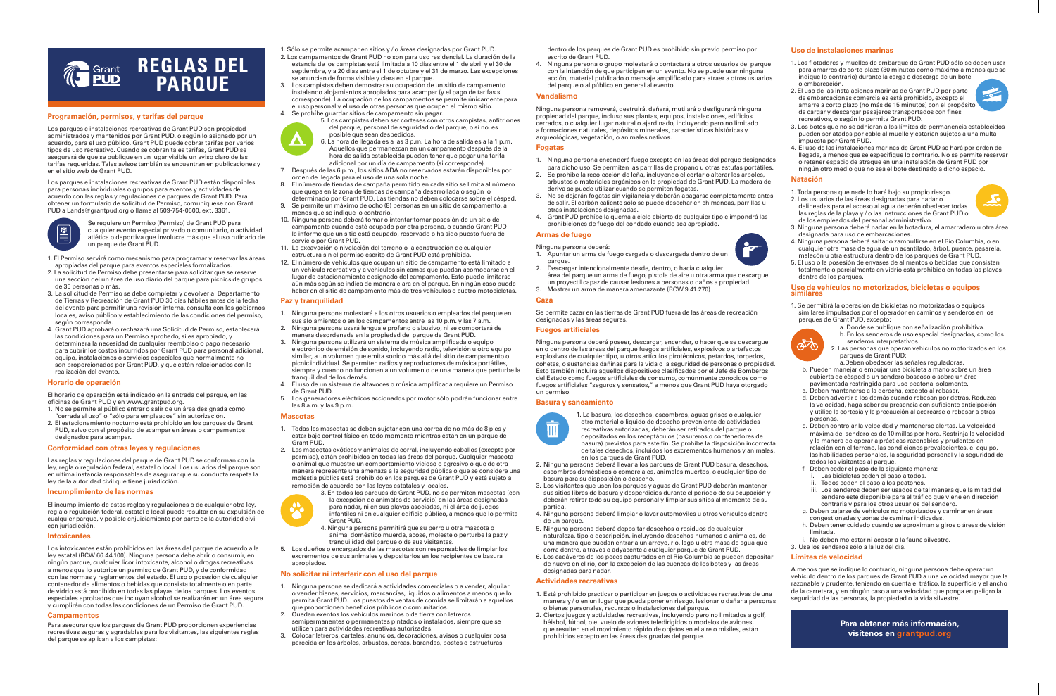# REGLAS DEL PARQUE

Grant PUD

## Programación, permisos, y tarifas del parque

Los parques e instalaciones recreativas de Grant PUD son propiedad administrados y mantenidos por Grant PUD, o según lo asignado por un acuerdo, para el uso público. Grant PUD puede cobrar tarifas por varios tipos de uso recreativo. Cuando se cobran tales tarifas, Grant PUD se asegurará de que se publique en un lugar visible un aviso claro de las tarifas requeridas. Tales avisos también se encuentran en publicaciones y en el sitio web de Grant PUD.

Los parques e instalaciones recreativas de Grant PUD están disponibles para personas individuales o grupos para eventos y actividades de acuerdo con las reglas y regulaciones de parques de Grant PUD. Para obtener un formulario de solicitud de Permiso, comuníquese con Grant PUD a Lands@grantpud.org o llame al 509-754-0500, ext. 3361.

Se requiere un Permiso (Permiso) de Grant PUD para cualquier evento especial privado o comunitario, o actividad atlética o deportiva que involucre más que el uso rutinario de un parque de Grant PUD.

1. El Permiso servirá como mecanismo para programar y reservar las áreas apropiadas del parque para eventos especiales formalizados.
2. La solicitud de Permiso debe presentarse para solicitar que se reserve una sección del un área de uso diario del parque para picnics de grupos de 35 personas o más.
3. La solicitud de Permiso se debe completar y devolver al Departamento de Tierras y Recreación de Grant PUD 30 días hábiles antes de la fecha del evento para permitir una revisión interna, consulta con los gobiernos locales, aviso público y establecimiento de las condiciones del permiso, según corresponda.
4. Grant PUD aprobará o rechazará una Solicitud de Permiso, establecerá las condiciones para un Permiso aprobado, si es apropiado, y determinará la necesidad de cualquier reembolso o pago necesario para cubrir los costos incurridos por Grant PUD para personal adicional, equipo, instalaciones o servicios especiales que normalmente no son proporcionados por Grant PUD, y que estén relacionados con la realización del evento.

## Horario de operación

El horario de operación está indicado en la entrada del parque, en las oficinas de Grant PUD y en www.grantpud.org.

1. No se permite al público entrar o salir de un área designada como "cerrada al uso" o "sólo para empleados" sin autorización.
2. El estacionamiento nocturno está prohibido en los parques de Grant PUD, salvo con el propósito de acampar en áreas o campamentos designados para acampar.

## Conformidad con otras leyes y regulaciones

Las reglas y regulaciones del parque de Grant PUD se conforman con la ley, regla o regulación federal, estatal o local. Los usuarios del parque son en última instancia responsables de asegurar que su conducta respeta la ley de la autoridad civil que tiene jurisdicción.

## Incumplimiento de las normas

El incumplimiento de estas reglas y regulaciones o de cualquier otra ley, regla o regulación federal, estatal o local puede resultar en su expulsión de cualquier parque, y posible enjuiciamiento por parte de la autoridad civil con jurisdicción.

## Intoxicantes

Los intoxicantes están prohibidos en las áreas del parque de acuerdo a la ley estatal (RCW 66.44.100). Ninguna persona debe abrir o consumir, en ningún parque, cualquier licor intoxicante, alcohol o drogas recreativas a menos que lo autorice un permiso de Grant PUD, y de conformidad con las normas y reglamentos del estado. El uso o posesión de cualquier contenedor de alimentos o bebidas que consista totalmente o en parte de vidrio está prohibido en todas las playas de los parques. Los eventos especiales aprobados que incluyan alcohol se realizarán en un área segura y cumplirán con todas las condiciones de un Permiso de Grant PUD.

## Campamentos

Para asegurar que los parques de Grant PUD proporcionen experiencias recreativas seguras y agradables para los visitantes, las siguientes reglas del parque se aplican a los campistas:

1. Sólo se permite acampar en sitios y / o áreas designadas por Grant PUD.
2. Los campamentos de Grant PUD no son para uso residencial. La duración de la estancia de los campistas está limitada a 10 días entre el 1 de abril y el 30 de septiembre, y a 20 días entre el 1 de octubre y el 31 de marzo. Las excepciones se anuncian de forma visible y clara en el parque.
3. Los campistas deben demostrar su ocupación de un sitio de campamento instalando alojamientos apropiados para acampar (y el pago de tarifas si corresponde). La ocupación de los campamentos se permite únicamente para el uso personal y el uso de otras personas que ocupen el mismo sitio.
4. Se prohíbe guardar sitios de campamento sin pagar.
5. Los campistas deben ser corteses con otros campistas, anfitriones del parque, personal de seguridad o del parque, o si no, es posible que sean despedidos.
6. La hora de llegada es a las 3 p.m. La hora de salida es a la 1 p.m. Aquellos que permanezcan en un campamento después de la hora de salida establecida pueden tener que pagar una tarifa adicional por un día de campamento (si corresponde).
7. Después de las 6 p.m., los sitios ADA no reservados estarán disponibles por orden de llegada para el uso de una sola noche.
8. El número de tiendas de campaña permitido en cada sitio se limita al número que quepa en la zona de tiendas de campaña desarrollada o según lo determinado por Grant PUD. Las tiendas no deben colocarse sobre el césped.
9. Se permite un máximo de ocho (8) personas en un sitio de campamento, a menos que se indique lo contrario.
10. Ninguna persona deberá tomar o intentar tomar posesión de un sitio de campamento cuando esté ocupado por otra persona, o cuando Grant PUD le informe que un sitio está ocupado, reservado o ha sido puesto fuera de servicio por Grant PUD.
11. La excavación o nivelación del terreno o la construcción de cualquier estructura sin el permiso escrito de Grant PUD está prohibida.
12. El número de vehículos que ocupan un sitio de campamento está limitado a un vehículo recreativo y a vehículos sin camas que puedan acomodarse en el lugar de estacionamiento designado del campamento. Esto puede limitarse aún más según se indica de manera clara en el parque. En ningún caso puede haber en el sitio de campamento más de tres vehículos o cuatro motocicletas.

## Paz y tranquilidad

1. Ninguna persona molestará a los otros usuarios o empleados del parque en sus alojamientos o en los campamentos entre las 10 p.m. y las 7 a.m.
2. Ninguna persona usará lenguaje profano o abusivo, ni se comportará de manera desordenada en la propiedad del parque de Grant PUD.
3. Ninguna persona utilizará un sistema de música amplificada o equipo electrónico de emisión de sonido, incluyendo radio, televisión u otro equipo similar, a un volumen que emita sonido más allá del sitio de campamento o picnic individual. Se permiten radios y reproductores de música portátiles, siempre y cuando no funcionen a un volumen o de una manera que perturbe la tranquilidad de los demás.
4. El uso de un sistema de altavoces o música amplificada requiere un Permiso de Grant PUD.
5. Los generadores eléctricos accionados por motor sólo podrán funcionar entre las 8 a.m. y las 9 p.m.

## Mascotas

1. Todas las mascotas se deben sujetar con una correa de no más de 8 pies y estar bajo control físico en todo momento mientras están en un parque de Grant PUD.
2. Las mascotas exóticas y animales de corral, incluyendo caballos (excepto por permiso), están prohibidos en todas las áreas del parque. Cualquier mascota o animal que muestre un comportamiento vicioso o agresivo o que de otra manera represente una amenaza a la seguridad pública o que se considere una molestia pública está prohibido en los parques de Grant PUD y está sujeto a remoción de acuerdo con las leyes estatales y locales.
3. En todos los parques de Grant PUD, no se permiten mascotas (con la excepción de animales de servicio) en las áreas designadas para nadar, ni en sus playas asociadas, ni el área de juegos infantiles ni en cualquier edificio público, a menos que lo permita Grant PUD.
4. Ninguna persona permitirá que su perro u otra mascota o animal doméstico muerda, acose, moleste o perturbe la paz y tranquilidad del parque o de sus visitantes.
5. Los dueños o encargados de las mascotas son responsables de limpiar los excrementos de sus animales y depositarlos en los recipientes de basura apropiados.

## No solicitar ni interferir con el uso del parque

1. Ninguna persona se dedicará a actividades comerciales o a vender, alquilar o ofrecer bienes, servicios, mercancías, líquidos o alimentos a menos que lo permita Grant PUD. Los puestos de ventas de comida se limitarán a aquellos que proporcionen beneficios públicos o comunitarios.
2. Quedan exentos los vehículos marinos o de tierra con letreros semipermanentes o permanentes pintados o instalados, siempre que se utilicen para actividades recreativas autorizadas.
3. Colocar letreros, carteles, anuncios, decoraciones, avisos o cualquier cosa parecida en los árboles, arbustos, cercas, barandas, postes o estructuras dentro de los parques de Grant PUD es prohibido sin previo permiso por escrito de Grant PUD.
4. Ninguna persona o grupo molestará o contactará a otros usuarios del parque con la intención de que participen en un evento. No se puede usar ninguna acción, material publicado o mensaje amplificado para atraer a otros usuarios del parque o al público en general al evento.

## Vandalismo

Ninguna persona removerá, destruirá, dañará, mutilará o desfigurará ninguna propiedad del parque, incluso sus plantas, equipos, instalaciones, edificios cerrados, o cualquier lugar natural o ajardinado, incluyendo pero no limitado a formaciones naturales, depósitos minerales, características históricas y arqueológicas, vegetación, o animales nativos.

## Fogatas

1. Ninguna persona encenderá fuego excepto en las áreas del parque designadas para dicho uso. Se permiten las parrillas de propano u otras estufas portátiles.
2. Se prohíbe la recolección de leña, incluyendo el cortar o alterar los árboles, arbustos o materiales orgánicos en la propiedad de Grant PUD. La madera de deriva se puede utilizar cuando se permiten fogatas.
3. No se dejarán fogatas sin vigilancia y deberán apagarse completamente antes de salir. El carbón caliente sólo se puede desechar en chimeneas, parrillas u otras instalaciones designadas.
4. Grant PUD prohíbe la quema a cielo abierto de cualquier tipo e impondrá las prohibiciones de fuego del condado cuando sea apropiado.

## Armas de fuego

Ninguna persona deberá:

1. Apuntar un arma de fuego cargada o descargada dentro de un parque.
2. Descargar intencionalmente desde, dentro, o hacia cualquier área del parque un arma de fuego, pistola de aire u otra arma que descargue un proyectil capaz de causar lesiones a personas o daños a propiedad.
3. Mostrar un arma de manera amenazante (RCW 9.41.270)

## Caza

Se permite cazar en las tierras de Grant PUD fuera de las áreas de recreación designadas y las áreas seguras.

## Fuegos artificiales

Ninguna persona deberá poseer, descargar, encender, o hacer que se descargue en o dentro de las áreas del parque fuegos artificiales, explosivos o artefactos explosivos de cualquier tipo, u otros artículos pirotécnicos, petardos, torpedos, cohetes, o sustancias dañinas para la vida o la seguridad de personas o propiedad. Esto también incluirá aquellos dispositivos clasificados por el Jefe de Bomberos del Estado como fuegos artificiales de consumo, comúnmente conocidos como fuegos artificiales "seguros y sensatos," a menos que Grant PUD haya otorgado un permiso.

## Basura y saneamiento

1. La basura, los desechos, escombros, aguas grises o cualquier otro material o líquido de desecho proveniente de actividades recreativas autorizadas, deberán ser retirados del parque o depositados en los receptáculos (basureros o contenedores de basura) previstos para este fin. Se prohíbe la disposición incorrecta de tales desechos, incluidos los excrementos humanos y animales, en los parques de Grant PUD.
2. Ninguna persona deberá llevar a los parques de Grant PUD basura, desechos, escombros domésticos o comerciales, animales muertos, o cualquier tipo de basura para su disposición o desecho.
3. Los visitantes que usen los parques y aguas de Grant PUD deberán mantener sus sitios libres de basura y desperdicios durante el periodo de su ocupación y deberán retirar todo su equipo personal y limpiar sus sitios al momento de su partida.
4. Ninguna persona deberá limpiar o lavar automóviles u otros vehículos dentro de un parque.
5. Ninguna persona deberá depositar desechos o residuos de cualquier naturaleza, tipo o descripción, incluyendo desechos humanos o animales, de una manera que puedan entrar a un arroyo, río, lago u otra masa de agua que corra dentro, a través o adyacente a cualquier parque de Grant PUD.
6. Los cadáveres de los peces capturados en el Río Columbia se pueden depositar de nuevo en el río, con la excepción de las cuencas de los botes y las áreas designadas para nadar.

## Actividades recreativas

1. Está prohibido practicar o participar en juegos o actividades recreativas de una manera y / o en un lugar que pueda poner en riesgo, lesionar o dañar a personas o bienes personales, recursos o instalaciones del parque.
2. Ciertos juegos y actividades recreativas, incluyendo pero no limitados a golf, béisbol, fútbol, o el vuelo de aviones teledirigidos o modelos de aviones, que resulten en el movimiento rápido de objetos en el aire o misiles, están prohibidos excepto en las áreas designadas del parque.

## Uso de instalaciones marinas

1. Los flotadores y muelles de embarque de Grant PUD sólo se deben usar para amarres de corto plazo (30 minutos como máximo a menos que se indique lo contrario) durante la carga o descarga de un bote o embarcación.
2. El uso de las instalaciones marinas de Grant PUD por parte de embarcaciones comerciales está prohibido, excepto el amarre a corto plazo (no más de 15 minutos) con el propósito de cargar y descargar pasajeros transportados con fines recreativos, o según lo permita Grant PUD.
3. Los botes que no se adhieran a los límites de permanencia establecidos pueden ser atados por cable al muelle y estarían sujetos a una multa impuesta por Grant PUD.
4. El uso de las instalaciones marinas de Grant PUD se hará por orden de llegada, a menos que se especifique lo contrario. No se permite reservar o retener espacio de atraque en una instalación de Grant PUD por ningún otro medio que no sea el bote destinado a dicho espacio.

## Natación

1. Toda persona que nade lo hará bajo su propio riesgo.
2. Los usuarios de las áreas designadas para nadar o delineadas para el acceso al agua deberán obedecer todas las reglas de la playa y / o las instrucciones de Grant PUD o de los empleados del personal administrativo.
3. Ninguna persona deberá nadar en la botadura, el amarradero u otra área designada para uso de embarcaciones.
4. Ninguna persona deberá saltar o zambullirse en el Río Columbia, o en cualquier otra masa de agua de un acantilado, árbol, puente, pasarela, malecón u otra estructura dentro de los parques de Grant PUD.
5. El uso o la posesión de envases de alimentos o bebidas que consistan totalmente o parcialmente en vidrio está prohibido en todas las playas dentro de los parques.

## Uso de vehículos no motorizados, bicicletas o equipos similares

1. Se permitirá la operación de bicicletas no motorizadas o equipos similares impulsados por el operador en caminos y senderos en los parques de Grant PUD, excepto:
   a. Donde se publique con señalización prohibitiva.
   b. En los senderos de uso especial designados, como los senderos interpretativos.
2. Las personas que operan vehículos no motorizados en los parques de Grant PUD:
   a. Deben obedecer las señales reguladoras.
   b. Pueden manejar o empujar una bicicleta a mano sobre un área cubierta de césped o un sendero boscoso o sobre un área pavimentada restringida para uso peatonal solamente.
   c. Deben mantenerse a la derecha, excepto al rebasar.
   d. Deben advertir a los demás cuando rebasan por detrás. Reduzca la velocidad, haga saber su presencia con suficiente anticipación y utilice la cortesía y la precaución al acercarse o rebasar a otras personas.
   e. Deben controlar la velocidad y mantenerse alertas. La velocidad máxima del sendero es de 10 millas por hora. Restrinja la velocidad y la manera de operar a prácticas razonables y prudentes en relación con el terreno, las condiciones prevalecientes, el equipo, las habilidades personales, la seguridad personal y la seguridad de todos los visitantes al parque.
   f. Deben ceder el paso de la siguiente manera:
      i. Las bicicletas ceden el paso a todos.
      ii. Todos ceden el paso a los peatones.
      iii. Los senderos deben ser usados de tal manera que la mitad del sendero esté disponible para el tráfico que viene en dirección contraria y para los otros usuarios del sendero.
   g. Deben bajarse de vehículos no motorizados y caminar en áreas congestionadas y zonas de caminar indicadas.
   h. Deben tener cuidado cuando se aproximan a giros o áreas de visión limitada.
   i. No deben molestar ni acosar a la fauna silvestre.
3. Use los senderos sólo a la luz del día.

## Límites de velocidad

A menos que se indique lo contrario, ninguna persona debe operar un vehículo dentro de los parques de Grant PUD a una velocidad mayor que la razonable y prudente, teniendo en cuenta el tráfico, la superficie y el ancho de la carretera, y en ningún caso a una velocidad que ponga en peligro la seguridad de las personas, la propiedad o la vida silvestre.

**Para obtener más información, visítenos en grantpud.org**